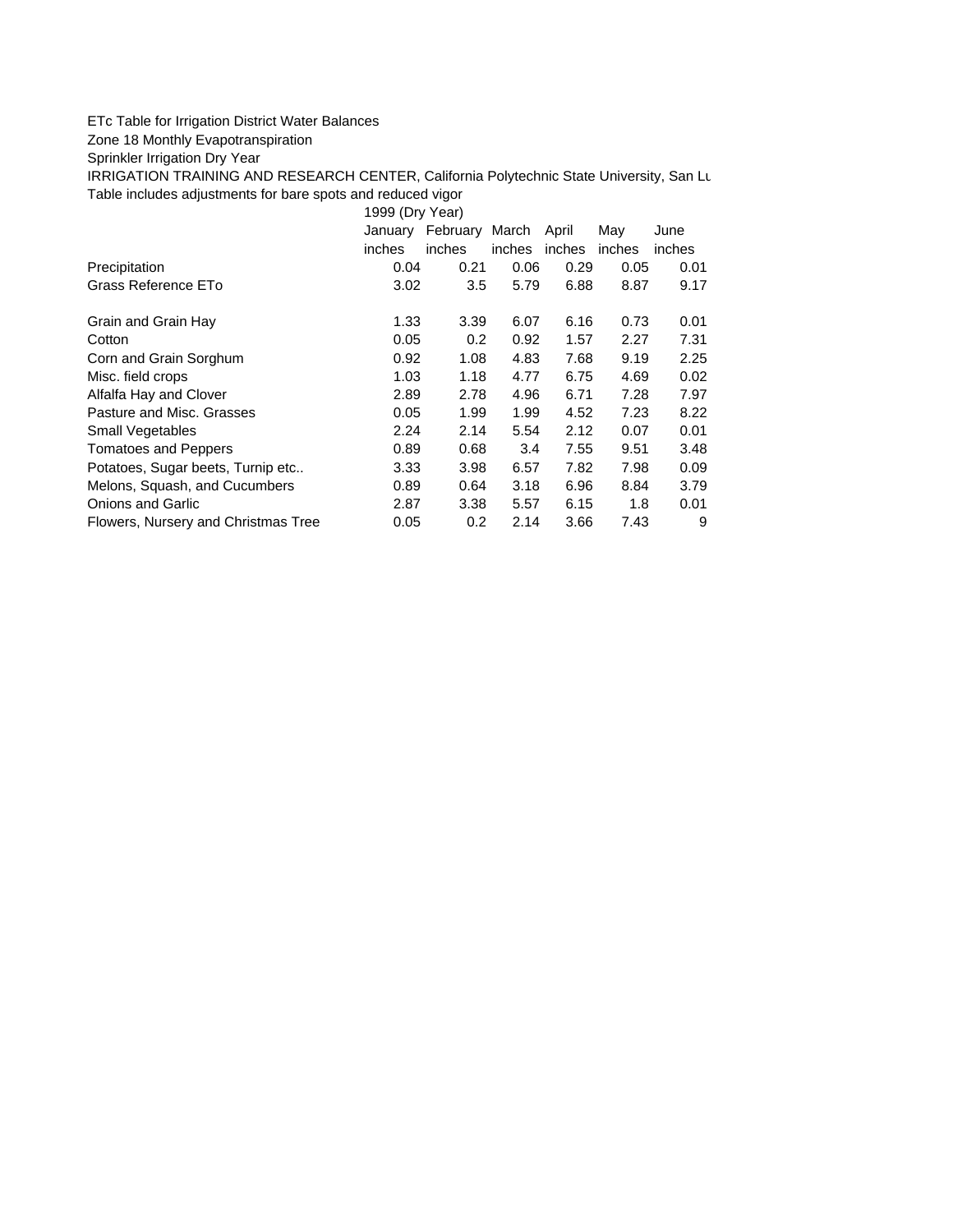ETc Table for Irrigation District Water Balances

Zone 18 Monthly Evapotranspiration

Sprinkler Irrigation Dry Year

IRRIGATION TRAINING AND RESEARCH CENTER, California Polytechnic State University, San Lu

Table includes adjustments for bare spots and reduced vigor

| | 1999 (Dry Year) | | | | | |
|---|---|---|---|---|---|---|
| | January | February | March | April | May | June |
| | inches | inches | inches | inches | inches | inches |
| Precipitation | 0.04 | 0.21 | 0.06 | 0.29 | 0.05 | 0.01 |
| Grass Reference ETo | 3.02 | 3.5 | 5.79 | 6.88 | 8.87 | 9.17 |
| | | | | | | |
| Grain and Grain Hay | 1.33 | 3.39 | 6.07 | 6.16 | 0.73 | 0.01 |
| Cotton | 0.05 | 0.2 | 0.92 | 1.57 | 2.27 | 7.31 |
| Corn and Grain Sorghum | 0.92 | 1.08 | 4.83 | 7.68 | 9.19 | 2.25 |
| Misc. field crops | 1.03 | 1.18 | 4.77 | 6.75 | 4.69 | 0.02 |
| Alfalfa Hay and Clover | 2.89 | 2.78 | 4.96 | 6.71 | 7.28 | 7.97 |
| Pasture and Misc. Grasses | 0.05 | 1.99 | 1.99 | 4.52 | 7.23 | 8.22 |
| Small Vegetables | 2.24 | 2.14 | 5.54 | 2.12 | 0.07 | 0.01 |
| Tomatoes and Peppers | 0.89 | 0.68 | 3.4 | 7.55 | 9.51 | 3.48 |
| Potatoes, Sugar beets, Turnip etc.. | 3.33 | 3.98 | 6.57 | 7.82 | 7.98 | 0.09 |
| Melons, Squash, and Cucumbers | 0.89 | 0.64 | 3.18 | 6.96 | 8.84 | 3.79 |
| Onions and Garlic | 2.87 | 3.38 | 5.57 | 6.15 | 1.8 | 0.01 |
| Flowers, Nursery and Christmas Tree | 0.05 | 0.2 | 2.14 | 3.66 | 7.43 | 9 |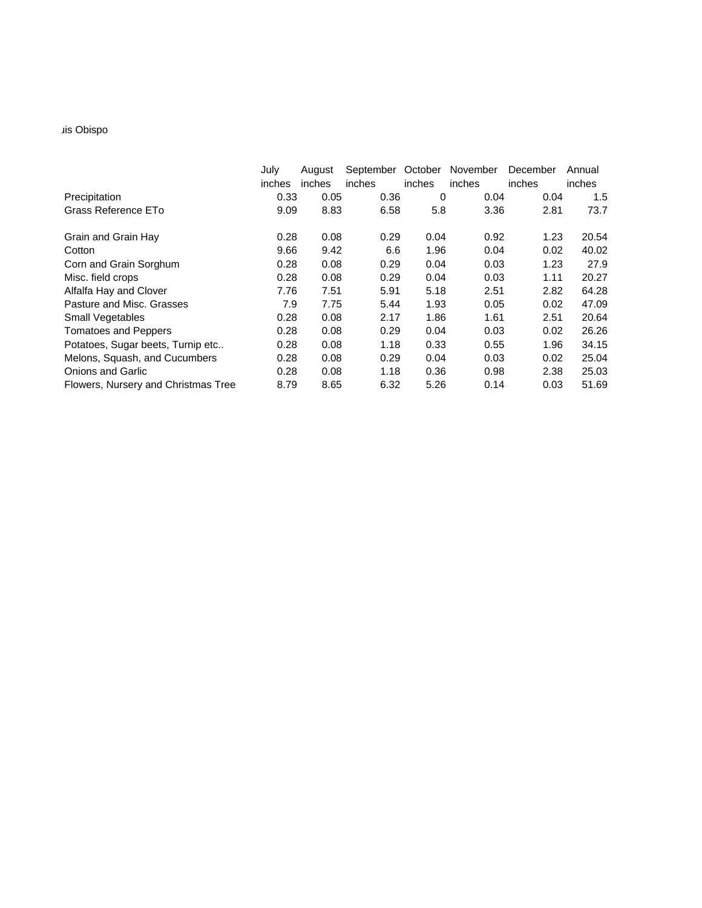uis Obispo

| | July inches | August inches | September inches | October inches | November inches | December inches | Annual inches |
|---|---|---|---|---|---|---|---|
| Precipitation | 0.33 | 0.05 | 0.36 | 0 | 0.04 | 0.04 | 1.5 |
| Grass Reference ETo | 9.09 | 8.83 | 6.58 | 5.8 | 3.36 | 2.81 | 73.7 |
| | | | | | | | |
| Grain and Grain Hay | 0.28 | 0.08 | 0.29 | 0.04 | 0.92 | 1.23 | 20.54 |
| Cotton | 9.66 | 9.42 | 6.6 | 1.96 | 0.04 | 0.02 | 40.02 |
| Corn and Grain Sorghum | 0.28 | 0.08 | 0.29 | 0.04 | 0.03 | 1.23 | 27.9 |
| Misc. field crops | 0.28 | 0.08 | 0.29 | 0.04 | 0.03 | 1.11 | 20.27 |
| Alfalfa Hay and Clover | 7.76 | 7.51 | 5.91 | 5.18 | 2.51 | 2.82 | 64.28 |
| Pasture and Misc. Grasses | 7.9 | 7.75 | 5.44 | 1.93 | 0.05 | 0.02 | 47.09 |
| Small Vegetables | 0.28 | 0.08 | 2.17 | 1.86 | 1.61 | 2.51 | 20.64 |
| Tomatoes and Peppers | 0.28 | 0.08 | 0.29 | 0.04 | 0.03 | 0.02 | 26.26 |
| Potatoes, Sugar beets, Turnip etc.. | 0.28 | 0.08 | 1.18 | 0.33 | 0.55 | 1.96 | 34.15 |
| Melons, Squash, and Cucumbers | 0.28 | 0.08 | 0.29 | 0.04 | 0.03 | 0.02 | 25.04 |
| Onions and Garlic | 0.28 | 0.08 | 1.18 | 0.36 | 0.98 | 2.38 | 25.03 |
| Flowers, Nursery and Christmas Tree | 8.79 | 8.65 | 6.32 | 5.26 | 0.14 | 0.03 | 51.69 |